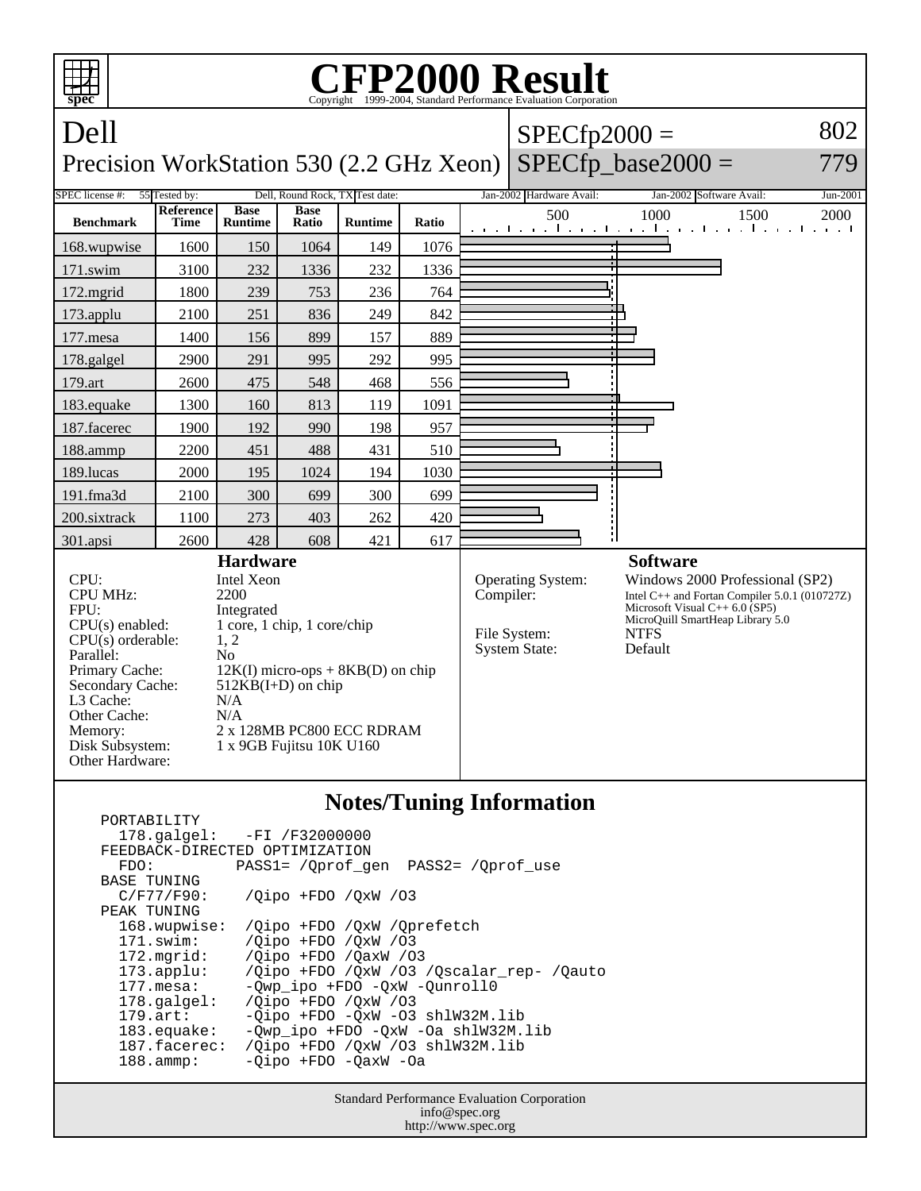# CFP2000 Result

Copyright 1999-2004, Standard Performance Evaluation Corporation

## Dell

### Precision WorkStation 530 (2.2 GHz Xeon)

SPECfp2000 = 802

SPECfp_base2000 = 779

| SPEC license #: | 55 | Tested by: | Dell, Round Rock, TX | Test date: | Jan-2002 | Hardware Avail: | Jan-2002 | Software Avail: | Jun-2001 |
|---|---|---|---|---|---|---|---|---|---|

| Benchmark | Reference Time | Base Runtime | Base Ratio | Runtime | Ratio |
|---|---|---|---|---|---|
| 168.wupwise | 1600 | 150 | 1064 | 149 | 1076 |
| 171.swim | 3100 | 232 | 1336 | 232 | 1336 |
| 172.mgrid | 1800 | 239 | 753 | 236 | 764 |
| 173.applu | 2100 | 251 | 836 | 249 | 842 |
| 177.mesa | 1400 | 156 | 899 | 157 | 889 |
| 178.galgel | 2900 | 291 | 995 | 292 | 995 |
| 179.art | 2600 | 475 | 548 | 468 | 556 |
| 183.equake | 1300 | 160 | 813 | 119 | 1091 |
| 187.facerec | 1900 | 192 | 990 | 198 | 957 |
| 188.ammp | 2200 | 451 | 488 | 431 | 510 |
| 189.lucas | 2000 | 195 | 1024 | 194 | 1030 |
| 191.fma3d | 2100 | 300 | 699 | 300 | 699 |
| 200.sixtrack | 1100 | 273 | 403 | 262 | 420 |
| 301.apsi | 2600 | 428 | 608 | 421 | 617 |

## Hardware

- CPU: Intel Xeon
- CPU MHz: 2200
- FPU: Integrated
- CPU(s) enabled: 1 core, 1 chip, 1 core/chip
- CPU(s) orderable: 1, 2
- Parallel: No
- Primary Cache: 12K(I) micro-ops + 8KB(D) on chip
- Secondary Cache: 512KB(I+D) on chip
- L3 Cache: N/A
- Other Cache: N/A
- Memory: 2 x 128MB PC800 ECC RDRAM
- Disk Subsystem: 1 x 9GB Fujitsu 10K U160
- Other Hardware:

## Software

- Operating System: Windows 2000 Professional (SP2)
- Compiler: Intel C++ and Fortan Compiler 5.0.1 (010727Z), Microsoft Visual C++ 6.0 (SP5), MicroQuill SmartHeap Library 5.0
- File System: NTFS
- System State: Default

## Notes/Tuning Information

```
PORTABILITY
  178.galgel:   -FI /F32000000
FEEDBACK-DIRECTED OPTIMIZATION
  FDO:         PASS1= /Qprof_gen  PASS2= /Qprof_use
BASE TUNING
  C/F77/F90:    /Qipo +FDO /QxW /O3
PEAK TUNING
  168.wupwise:  /Qipo +FDO /QxW /Qprefetch
  171.swim:     /Qipo +FDO /QxW /O3
  172.mgrid:    /Qipo +FDO /QaxW /O3
  173.applu:    /Qipo +FDO /QxW /O3 /Qscalar_rep- /Qauto
  177.mesa:     -Qwp_ipo +FDO -QxW -Qunroll0
  178.galgel:   /Qipo +FDO /QxW /O3
  179.art:      -Qipo +FDO -QxW -O3 shlW32M.lib
  183.equake:   -Qwp_ipo +FDO -QxW -Oa shlW32M.lib
  187.facerec:  /Qipo +FDO /QxW /O3 shlW32M.lib
  188.ammp:     -Qipo +FDO -QaxW -Oa
```

Standard Performance Evaluation Corporation
info@spec.org
http://www.spec.org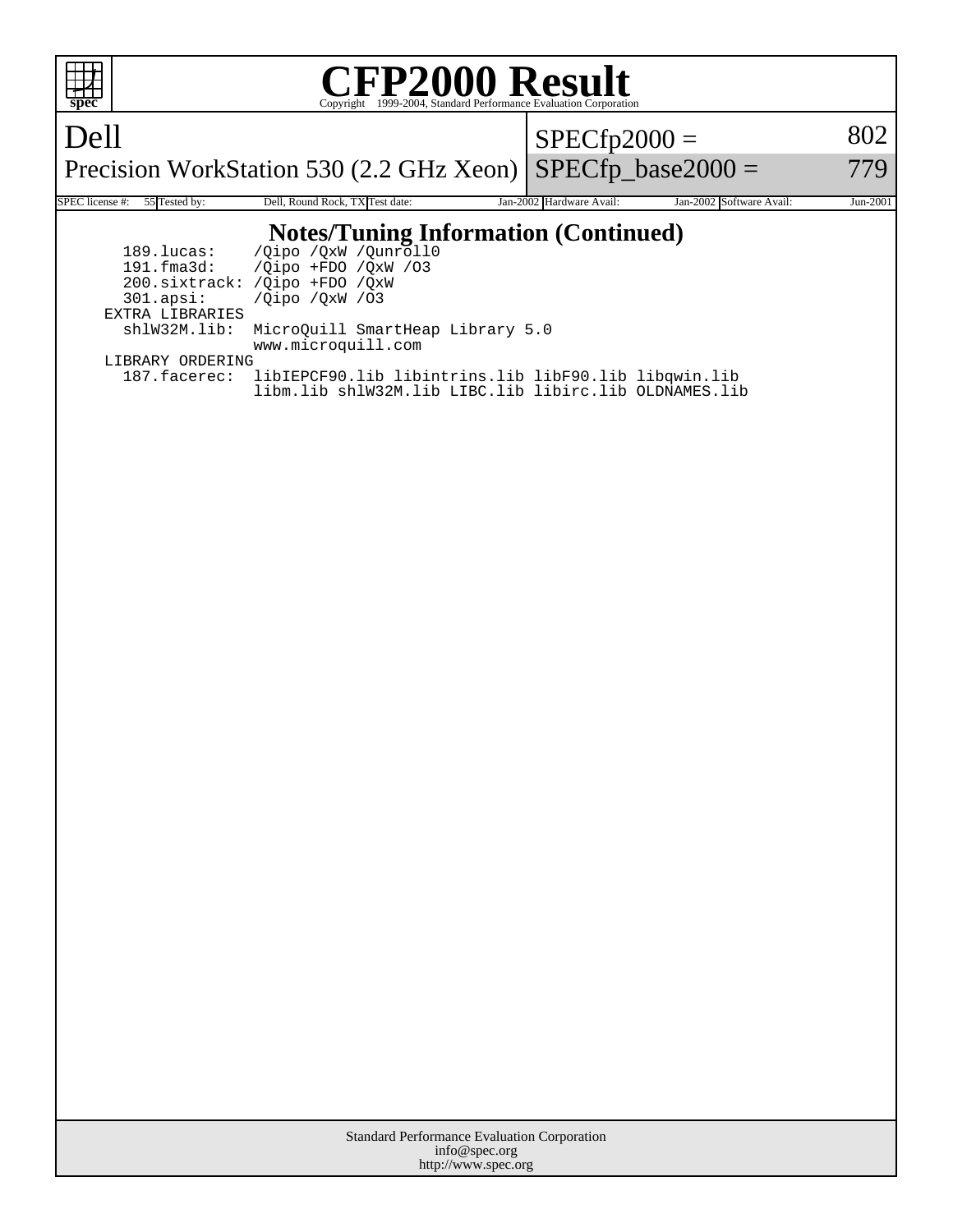# CFP2000 Result

Copyright 1999-2004, Standard Performance Evaluation Corporation

Dell
Precision WorkStation 530 (2.2 GHz Xeon)

SPECfp2000 = 802
SPECfp_base2000 = 779

SPEC license #: 55 Tested by: Dell, Round Rock, TX Test date: Jan-2002 Hardware Avail: Jan-2002 Software Avail: Jun-2001

## Notes/Tuning Information (Continued)

```
    189.lucas:    /Qipo /QxW /Qunroll0
    191.fma3d:    /Qipo +FDO /QxW /O3
    200.sixtrack: /Qipo +FDO /QxW
    301.apsi:     /Qipo /QxW /O3
  EXTRA LIBRARIES
    shlW32M.lib:  MicroQuill SmartHeap Library 5.0
                  www.microquill.com
  LIBRARY ORDERING
    187.facerec:  libIEPCF90.lib libintrins.lib libF90.lib libqwin.lib
                  libm.lib shlW32M.lib LIBC.lib libirc.lib OLDNAMES.lib
```

Standard Performance Evaluation Corporation
info@spec.org
http://www.spec.org